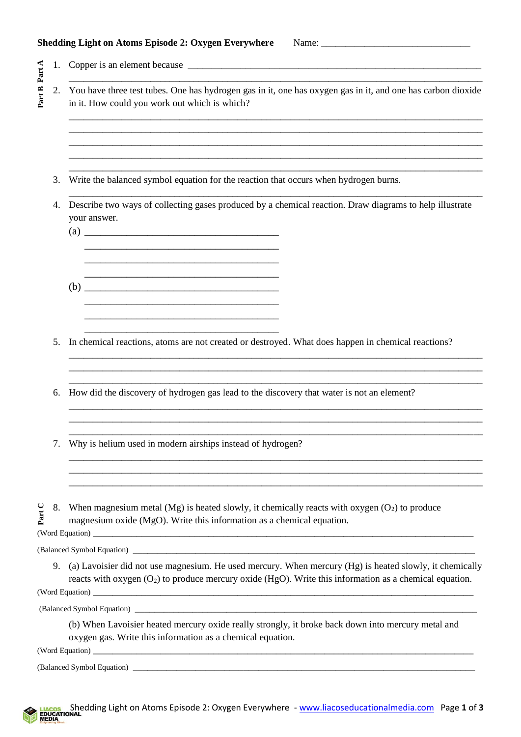**Shedding Light on Atoms Episode 2: Oxygen Everywhere** Name: ______________________________

**Part A**

1. Copper is an element because ____________________________________________________________
______________________________________________________________________________

**Part B**

2. You have three test tubes. One has hydrogen gas in it, one has oxygen gas in it, and one has carbon dioxide in it. How could you work out which is which?
______________________________________________________________________________
______________________________________________________________________________
______________________________________________________________________________
______________________________________________________________________________
______________________________________________________________________________

3. Write the balanced symbol equation for the reaction that occurs when hydrogen burns.
______________________________________________________________________________

4. Describe two ways of collecting gases produced by a chemical reaction. Draw diagrams to help illustrate your answer.
   (a) _______________________________________
   _______________________________________
   _______________________________________
   _______________________________________
   (b) _______________________________________
   _______________________________________
   _______________________________________
   _______________________________________

5. In chemical reactions, atoms are not created or destroyed. What does happen in chemical reactions?
______________________________________________________________________________
______________________________________________________________________________
______________________________________________________________________________

6. How did the discovery of hydrogen gas lead to the discovery that water is not an element?
______________________________________________________________________________
______________________________________________________________________________
______________________________________________________________________________

7. Why is helium used in modern airships instead of hydrogen?
______________________________________________________________________________
______________________________________________________________________________
______________________________________________________________________________

**Part C**

8. When magnesium metal (Mg) is heated slowly, it chemically reacts with oxygen ($O_2$) to produce magnesium oxide (MgO). Write this information as a chemical equation.

(Word Equation) ______________________________________________________________________

(Balanced Symbol Equation) ______________________________________________________________

9. (a) Lavoisier did not use magnesium. He used mercury. When mercury (Hg) is heated slowly, it chemically reacts with oxygen ($O_2$) to produce mercury oxide (HgO). Write this information as a chemical equation.

(Word Equation) ______________________________________________________________________

(Balanced Symbol Equation) ______________________________________________________________

(b) When Lavoisier heated mercury oxide really strongly, it broke back down into mercury metal and oxygen gas. Write this information as a chemical equation.

(Word Equation) ______________________________________________________________________

(Balanced Symbol Equation) ______________________________________________________________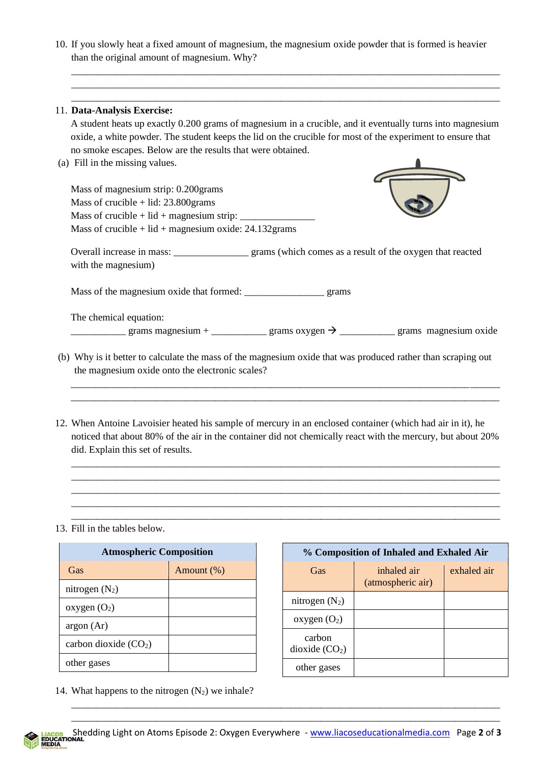10. If you slowly heat a fixed amount of magnesium, the magnesium oxide powder that is formed is heavier than the original amount of magnesium. Why?

______________________________________________________________________________
______________________________________________________________________________
______________________________________________________________________________

11. **Data-Analysis Exercise:**
A student heats up exactly 0.200 grams of magnesium in a crucible, and it eventually turns into magnesium oxide, a white powder. The student keeps the lid on the crucible for most of the experiment to ensure that no smoke escapes. Below are the results that were obtained.

(a) Fill in the missing values.

Mass of magnesium strip: 0.200grams
Mass of crucible + lid: 23.800grams
Mass of crucible + lid + magnesium strip: _______________
Mass of crucible + lid + magnesium oxide: 24.132grams

Overall increase in mass: _______________ grams (which comes as a result of the oxygen that reacted with the magnesium)

Mass of the magnesium oxide that formed: ________________ grams

The chemical equation:
___________ grams magnesium + ___________ grams oxygen → ___________ grams magnesium oxide

(b) Why is it better to calculate the mass of the magnesium oxide that was produced rather than scraping out the magnesium oxide onto the electronic scales?

______________________________________________________________________________
______________________________________________________________________________

12. When Antoine Lavoisier heated his sample of mercury in an enclosed container (which had air in it), he noticed that about 80% of the air in the container did not chemically react with the mercury, but about 20% did. Explain this set of results.

______________________________________________________________________________
______________________________________________________________________________
______________________________________________________________________________
______________________________________________________________________________
______________________________________________________________________________

13. Fill in the tables below.

| **Atmospheric Composition** | |
|---|---|
| Gas | Amount (%) |
| nitrogen ($N_2$) | |
| oxygen ($O_2$) | |
| argon (Ar) | |
| carbon dioxide ($CO_2$) | |
| other gases | |

| **% Composition of Inhaled and Exhaled Air** | | |
|---|---|---|
| Gas | inhaled air (atmospheric air) | exhaled air |
| nitrogen ($N_2$) | | |
| oxygen ($O_2$) | | |
| carbon dioxide ($CO_2$) | | |
| other gases | | |

14. What happens to the nitrogen ($N_2$) we inhale?

______________________________________________________________________________
______________________________________________________________________________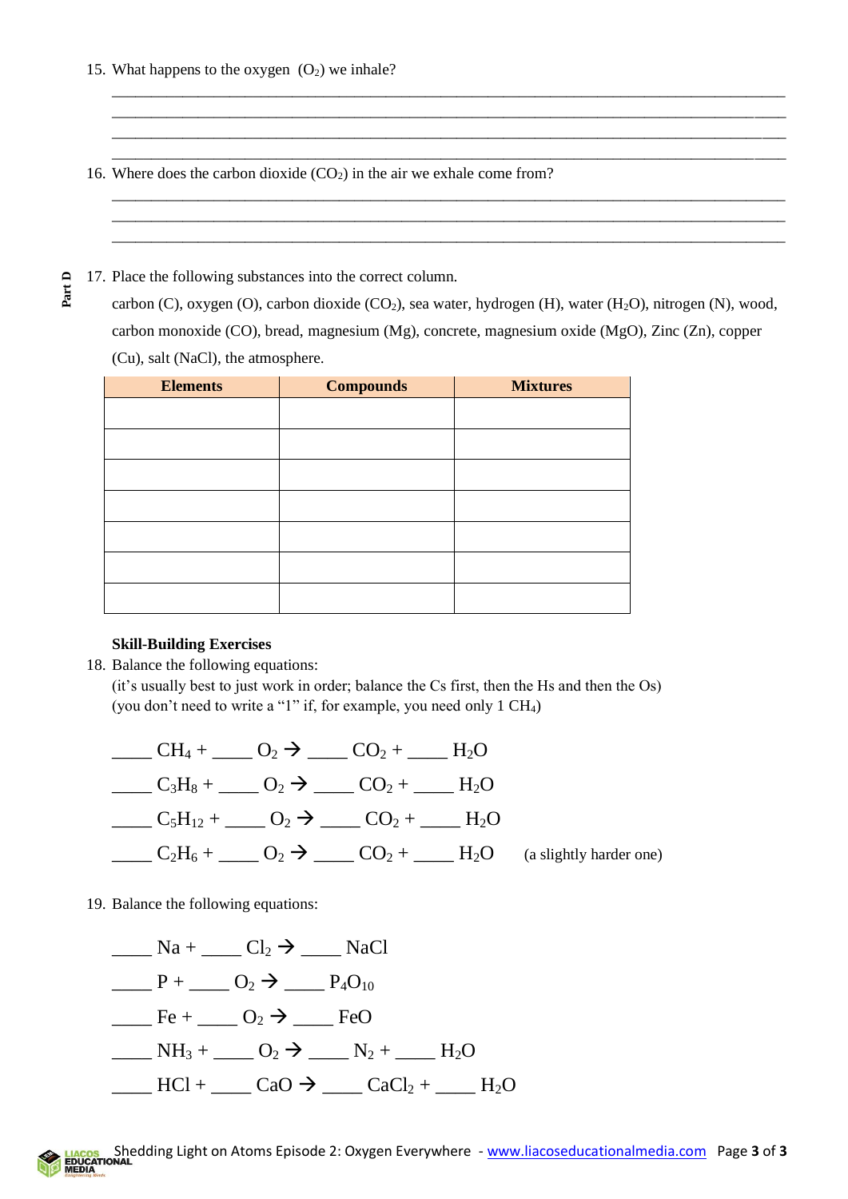15. What happens to the oxygen ($O_2$) we inhale?

_______________________________________________________________________________
_______________________________________________________________________________
_______________________________________________________________________________
_______________________________________________________________________________

16. Where does the carbon dioxide ($CO_2$) in the air we exhale come from?

_______________________________________________________________________________
_______________________________________________________________________________
_______________________________________________________________________________

**Part D**

17. Place the following substances into the correct column.

carbon (C), oxygen (O), carbon dioxide ($CO_2$), sea water, hydrogen (H), water ($H_2O$), nitrogen (N), wood, carbon monoxide (CO), bread, magnesium (Mg), concrete, magnesium oxide (MgO), Zinc (Zn), copper (Cu), salt (NaCl), the atmosphere.

| Elements | Compounds | Mixtures |
|---|---|---|
| | | |
| | | |
| | | |
| | | |
| | | |
| | | |
| | | |

**Skill-Building Exercises**

18. Balance the following equations:
(it's usually best to just work in order; balance the Cs first, then the Hs and then the Os)
(you don't need to write a "1" if, for example, you need only 1 $CH_4$)

____ $CH_4$ + ____ $O_2$ → ____ $CO_2$ + ____ $H_2O$

____ $C_3H_8$ + ____ $O_2$ → ____ $CO_2$ + ____ $H_2O$

____ $C_5H_{12}$ + ____ $O_2$ → ____ $CO_2$ + ____ $H_2O$

____ $C_2H_6$ + ____ $O_2$ → ____ $CO_2$ + ____ $H_2O$ (a slightly harder one)

19. Balance the following equations:

____ Na + ____ $Cl_2$ → ____ NaCl

____ P + ____ $O_2$ → ____ $P_4O_{10}$

____ Fe + ____ $O_2$ → ____ FeO

____ $NH_3$ + ____ $O_2$ → ____ $N_2$ + ____ $H_2O$

____ HCl + ____ CaO → ____ $CaCl_2$ + ____ $H_2O$